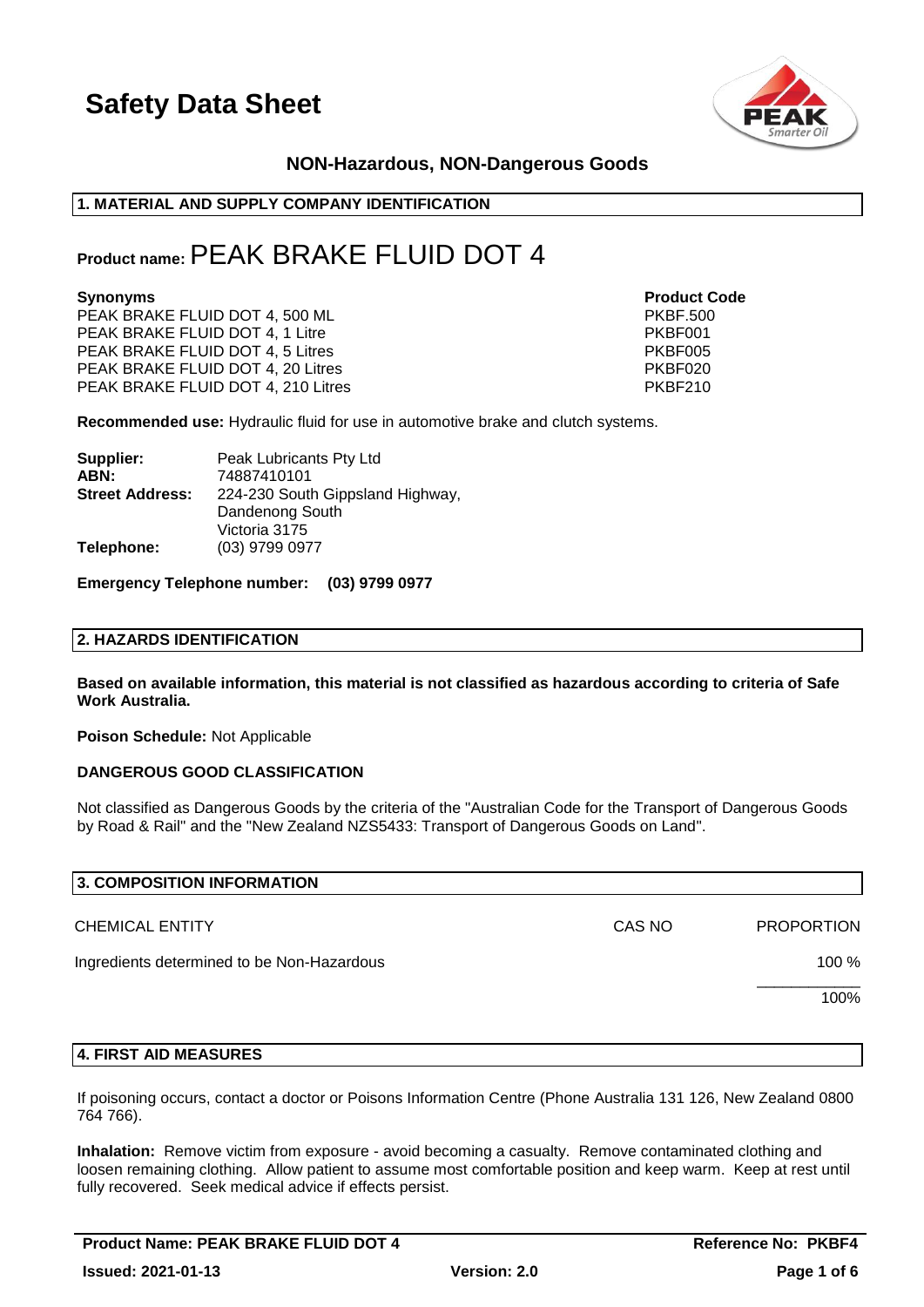# Safety Data Sheet

**NON-Hazardous, NON-Dangerous Goods**

## 1. MATERIAL AND SUPPLY COMPANY IDENTIFICATION

**Product name:** PEAK BRAKE FLUID DOT 4

| **Synonyms** | **Product Code** |
|---|---|
| PEAK BRAKE FLUID DOT 4, 500 ML | PKBF.500 |
| PEAK BRAKE FLUID DOT 4, 1 Litre | PKBF001 |
| PEAK BRAKE FLUID DOT 4, 5 Litres | PKBF005 |
| PEAK BRAKE FLUID DOT 4, 20 Litres | PKBF020 |
| PEAK BRAKE FLUID DOT 4, 210 Litres | PKBF210 |

**Recommended use:** Hydraulic fluid for use in automotive brake and clutch systems.

**Supplier:** Peak Lubricants Pty Ltd
**ABN:** 74887410101
**Street Address:** 224-230 South Gippsland Highway, Dandenong South Victoria 3175
**Telephone:** (03) 9799 0977

**Emergency Telephone number: (03) 9799 0977**

## 2. HAZARDS IDENTIFICATION

**Based on available information, this material is not classified as hazardous according to criteria of Safe Work Australia.**

**Poison Schedule:** Not Applicable

**DANGEROUS GOOD CLASSIFICATION**

Not classified as Dangerous Goods by the criteria of the "Australian Code for the Transport of Dangerous Goods by Road & Rail" and the "New Zealand NZS5433: Transport of Dangerous Goods on Land".

## 3. COMPOSITION INFORMATION

| CHEMICAL ENTITY | CAS NO | PROPORTION |
|---|---|---|
| Ingredients determined to be Non-Hazardous | | 100 % |
| | | 100% |

## 4. FIRST AID MEASURES

If poisoning occurs, contact a doctor or Poisons Information Centre (Phone Australia 131 126, New Zealand 0800 764 766).

**Inhalation:** Remove victim from exposure - avoid becoming a casualty. Remove contaminated clothing and loosen remaining clothing. Allow patient to assume most comfortable position and keep warm. Keep at rest until fully recovered. Seek medical advice if effects persist.

**Product Name: PEAK BRAKE FLUID DOT 4** | **Reference No: PKBF4**
**Issued: 2021-01-13** | **Version: 2.0**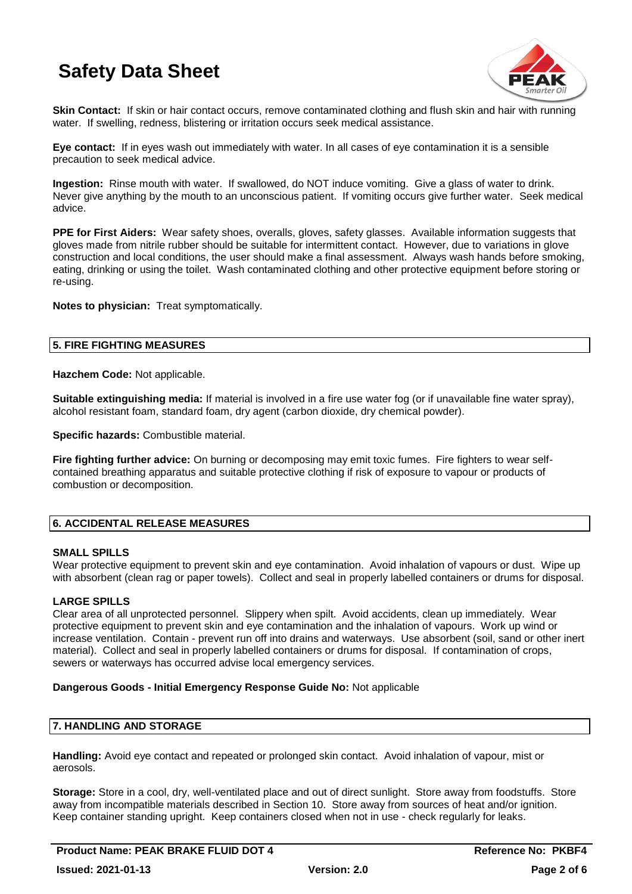**Skin Contact:** If skin or hair contact occurs, remove contaminated clothing and flush skin and hair with running water. If swelling, redness, blistering or irritation occurs seek medical assistance.

**Eye contact:** If in eyes wash out immediately with water. In all cases of eye contamination it is a sensible precaution to seek medical advice.

**Ingestion:** Rinse mouth with water. If swallowed, do NOT induce vomiting. Give a glass of water to drink. Never give anything by the mouth to an unconscious patient. If vomiting occurs give further water. Seek medical advice.

**PPE for First Aiders:** Wear safety shoes, overalls, gloves, safety glasses. Available information suggests that gloves made from nitrile rubber should be suitable for intermittent contact. However, due to variations in glove construction and local conditions, the user should make a final assessment. Always wash hands before smoking, eating, drinking or using the toilet. Wash contaminated clothing and other protective equipment before storing or re-using.

**Notes to physician:** Treat symptomatically.

## 5. FIRE FIGHTING MEASURES

**Hazchem Code:** Not applicable.

**Suitable extinguishing media:** If material is involved in a fire use water fog (or if unavailable fine water spray), alcohol resistant foam, standard foam, dry agent (carbon dioxide, dry chemical powder).

**Specific hazards:** Combustible material.

**Fire fighting further advice:** On burning or decomposing may emit toxic fumes. Fire fighters to wear self-contained breathing apparatus and suitable protective clothing if risk of exposure to vapour or products of combustion or decomposition.

## 6. ACCIDENTAL RELEASE MEASURES

### SMALL SPILLS

Wear protective equipment to prevent skin and eye contamination. Avoid inhalation of vapours or dust. Wipe up with absorbent (clean rag or paper towels). Collect and seal in properly labelled containers or drums for disposal.

### LARGE SPILLS

Clear area of all unprotected personnel. Slippery when spilt. Avoid accidents, clean up immediately. Wear protective equipment to prevent skin and eye contamination and the inhalation of vapours. Work up wind or increase ventilation. Contain - prevent run off into drains and waterways. Use absorbent (soil, sand or other inert material). Collect and seal in properly labelled containers or drums for disposal. If contamination of crops, sewers or waterways has occurred advise local emergency services.

**Dangerous Goods - Initial Emergency Response Guide No:** Not applicable

## 7. HANDLING AND STORAGE

**Handling:** Avoid eye contact and repeated or prolonged skin contact. Avoid inhalation of vapour, mist or aerosols.

**Storage:** Store in a cool, dry, well-ventilated place and out of direct sunlight. Store away from foodstuffs. Store away from incompatible materials described in Section 10. Store away from sources of heat and/or ignition. Keep container standing upright. Keep containers closed when not in use - check regularly for leaks.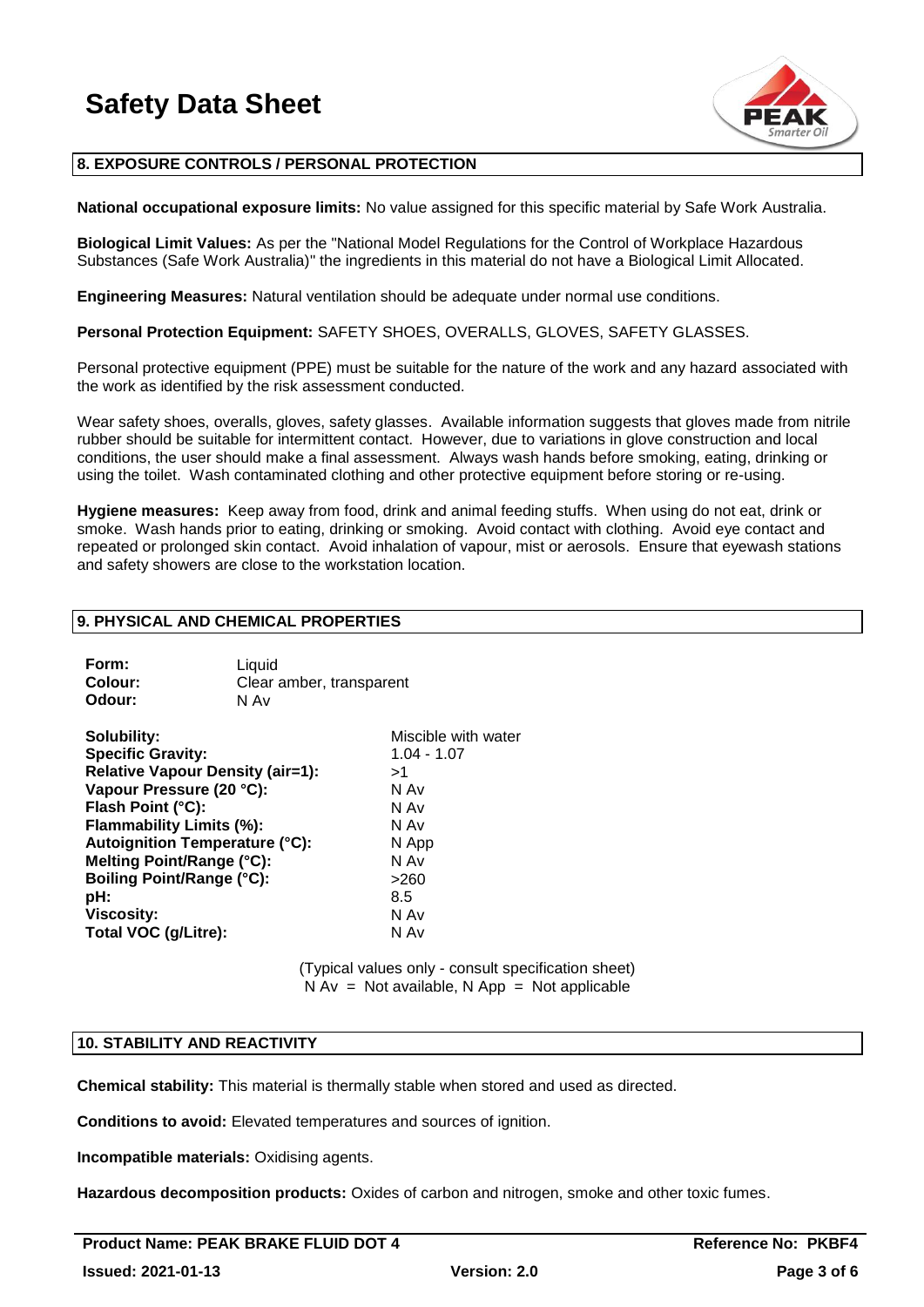## 8. EXPOSURE CONTROLS / PERSONAL PROTECTION

**National occupational exposure limits:** No value assigned for this specific material by Safe Work Australia.

**Biological Limit Values:** As per the "National Model Regulations for the Control of Workplace Hazardous Substances (Safe Work Australia)" the ingredients in this material do not have a Biological Limit Allocated.

**Engineering Measures:** Natural ventilation should be adequate under normal use conditions.

**Personal Protection Equipment:** SAFETY SHOES, OVERALLS, GLOVES, SAFETY GLASSES.

Personal protective equipment (PPE) must be suitable for the nature of the work and any hazard associated with the work as identified by the risk assessment conducted.

Wear safety shoes, overalls, gloves, safety glasses. Available information suggests that gloves made from nitrile rubber should be suitable for intermittent contact. However, due to variations in glove construction and local conditions, the user should make a final assessment. Always wash hands before smoking, eating, drinking or using the toilet. Wash contaminated clothing and other protective equipment before storing or re-using.

**Hygiene measures:** Keep away from food, drink and animal feeding stuffs. When using do not eat, drink or smoke. Wash hands prior to eating, drinking or smoking. Avoid contact with clothing. Avoid eye contact and repeated or prolonged skin contact. Avoid inhalation of vapour, mist or aerosols. Ensure that eyewash stations and safety showers are close to the workstation location.

## 9. PHYSICAL AND CHEMICAL PROPERTIES

| | |
|---|---|
| **Form:** | Liquid |
| **Colour:** | Clear amber, transparent |
| **Odour:** | N Av |

| | |
|---|---|
| **Solubility:** | Miscible with water |
| **Specific Gravity:** | 1.04 - 1.07 |
| **Relative Vapour Density (air=1):** | >1 |
| **Vapour Pressure (20 °C):** | N Av |
| **Flash Point (°C):** | N Av |
| **Flammability Limits (%):** | N Av |
| **Autoignition Temperature (°C):** | N App |
| **Melting Point/Range (°C):** | N Av |
| **Boiling Point/Range (°C):** | >260 |
| **pH:** | 8.5 |
| **Viscosity:** | N Av |
| **Total VOC (g/Litre):** | N Av |

(Typical values only - consult specification sheet)
N Av = Not available, N App = Not applicable

## 10. STABILITY AND REACTIVITY

**Chemical stability:** This material is thermally stable when stored and used as directed.

**Conditions to avoid:** Elevated temperatures and sources of ignition.

**Incompatible materials:** Oxidising agents.

**Hazardous decomposition products:** Oxides of carbon and nitrogen, smoke and other toxic fumes.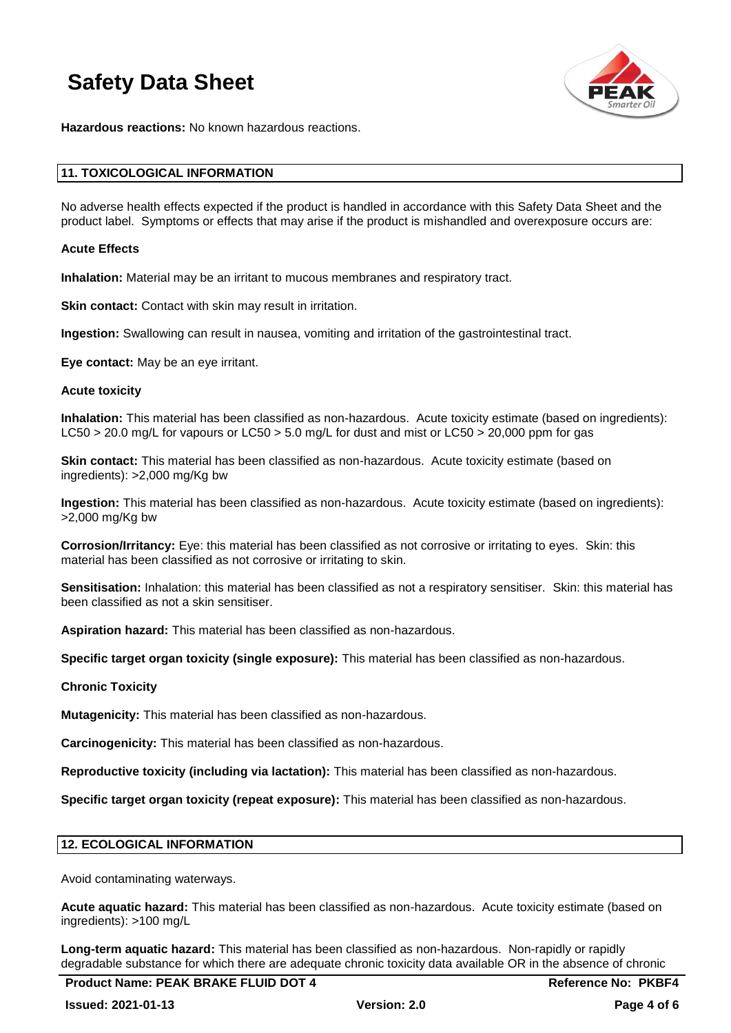**Hazardous reactions:** No known hazardous reactions.

## 11. TOXICOLOGICAL INFORMATION

No adverse health effects expected if the product is handled in accordance with this Safety Data Sheet and the product label. Symptoms or effects that may arise if the product is mishandled and overexposure occurs are:

### Acute Effects

**Inhalation:** Material may be an irritant to mucous membranes and respiratory tract.

**Skin contact:** Contact with skin may result in irritation.

**Ingestion:** Swallowing can result in nausea, vomiting and irritation of the gastrointestinal tract.

**Eye contact:** May be an eye irritant.

### Acute toxicity

**Inhalation:** This material has been classified as non-hazardous. Acute toxicity estimate (based on ingredients): LC50 > 20.0 mg/L for vapours or LC50 > 5.0 mg/L for dust and mist or LC50 > 20,000 ppm for gas

**Skin contact:** This material has been classified as non-hazardous. Acute toxicity estimate (based on ingredients): >2,000 mg/Kg bw

**Ingestion:** This material has been classified as non-hazardous. Acute toxicity estimate (based on ingredients): >2,000 mg/Kg bw

**Corrosion/Irritancy:** Eye: this material has been classified as not corrosive or irritating to eyes. Skin: this material has been classified as not corrosive or irritating to skin.

**Sensitisation:** Inhalation: this material has been classified as not a respiratory sensitiser. Skin: this material has been classified as not a skin sensitiser.

**Aspiration hazard:** This material has been classified as non-hazardous.

**Specific target organ toxicity (single exposure):** This material has been classified as non-hazardous.

### Chronic Toxicity

**Mutagenicity:** This material has been classified as non-hazardous.

**Carcinogenicity:** This material has been classified as non-hazardous.

**Reproductive toxicity (including via lactation):** This material has been classified as non-hazardous.

**Specific target organ toxicity (repeat exposure):** This material has been classified as non-hazardous.

## 12. ECOLOGICAL INFORMATION

Avoid contaminating waterways.

**Acute aquatic hazard:** This material has been classified as non-hazardous. Acute toxicity estimate (based on ingredients): >100 mg/L

**Long-term aquatic hazard:** This material has been classified as non-hazardous. Non-rapidly or rapidly degradable substance for which there are adequate chronic toxicity data available OR in the absence of chronic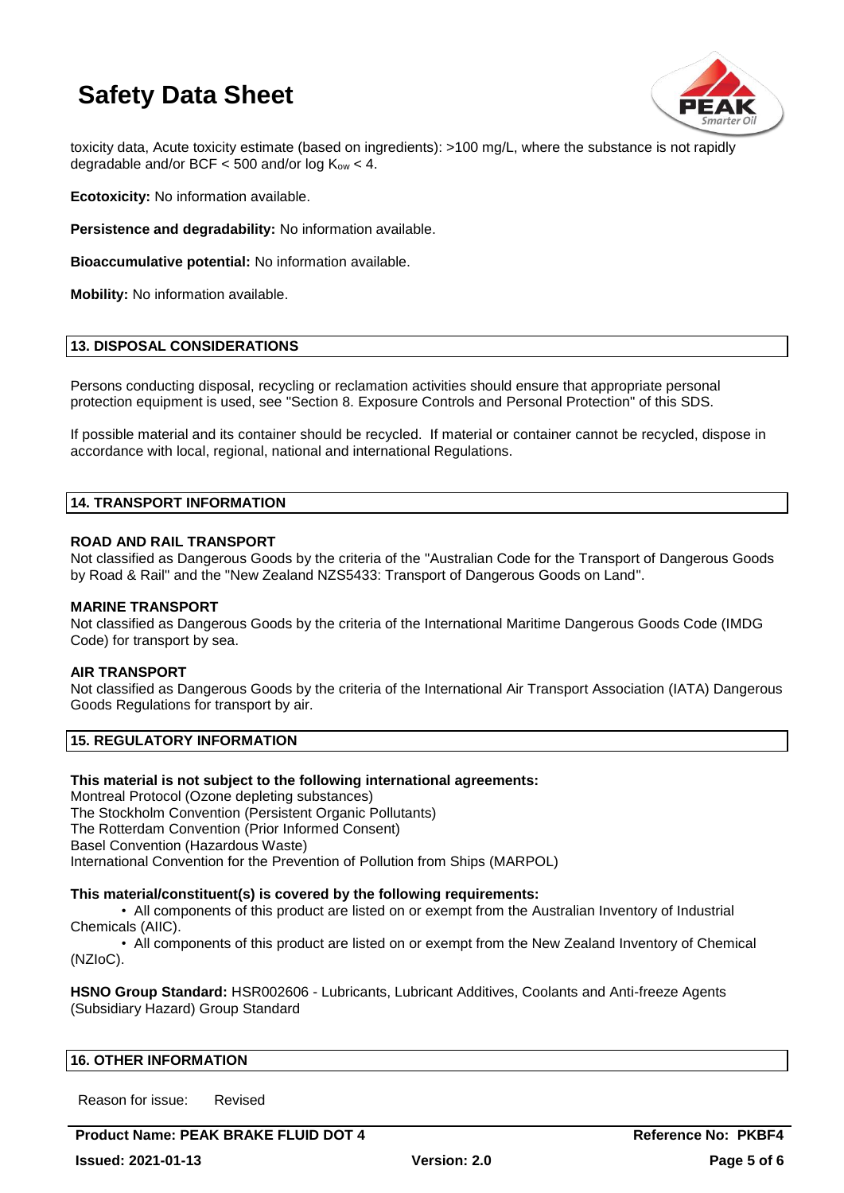toxicity data, Acute toxicity estimate (based on ingredients): >100 mg/L, where the substance is not rapidly degradable and/or BCF < 500 and/or log $K_{ow}$ < 4.

**Ecotoxicity:** No information available.

**Persistence and degradability:** No information available.

**Bioaccumulative potential:** No information available.

**Mobility:** No information available.

## 13. DISPOSAL CONSIDERATIONS

Persons conducting disposal, recycling or reclamation activities should ensure that appropriate personal protection equipment is used, see "Section 8. Exposure Controls and Personal Protection" of this SDS.

If possible material and its container should be recycled. If material or container cannot be recycled, dispose in accordance with local, regional, national and international Regulations.

## 14. TRANSPORT INFORMATION

### ROAD AND RAIL TRANSPORT

Not classified as Dangerous Goods by the criteria of the "Australian Code for the Transport of Dangerous Goods by Road & Rail" and the "New Zealand NZS5433: Transport of Dangerous Goods on Land".

### MARINE TRANSPORT

Not classified as Dangerous Goods by the criteria of the International Maritime Dangerous Goods Code (IMDG Code) for transport by sea.

### AIR TRANSPORT

Not classified as Dangerous Goods by the criteria of the International Air Transport Association (IATA) Dangerous Goods Regulations for transport by air.

## 15. REGULATORY INFORMATION

**This material is not subject to the following international agreements:**

Montreal Protocol (Ozone depleting substances)
The Stockholm Convention (Persistent Organic Pollutants)
The Rotterdam Convention (Prior Informed Consent)
Basel Convention (Hazardous Waste)
International Convention for the Prevention of Pollution from Ships (MARPOL)

**This material/constituent(s) is covered by the following requirements:**

- All components of this product are listed on or exempt from the Australian Inventory of Industrial Chemicals (AIIC).
- All components of this product are listed on or exempt from the New Zealand Inventory of Chemical (NZIoC).

**HSNO Group Standard:** HSR002606 - Lubricants, Lubricant Additives, Coolants and Anti-freeze Agents (Subsidiary Hazard) Group Standard

## 16. OTHER INFORMATION

Reason for issue: Revised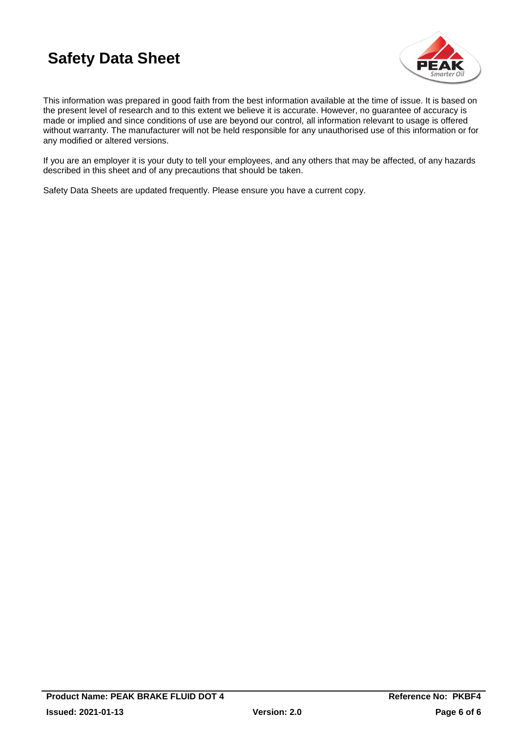This information was prepared in good faith from the best information available at the time of issue. It is based on the present level of research and to this extent we believe it is accurate. However, no guarantee of accuracy is made or implied and since conditions of use are beyond our control, all information relevant to usage is offered without warranty. The manufacturer will not be held responsible for any unauthorised use of this information or for any modified or altered versions.

If you are an employer it is your duty to tell your employees, and any others that may be affected, of any hazards described in this sheet and of any precautions that should be taken.

Safety Data Sheets are updated frequently. Please ensure you have a current copy.